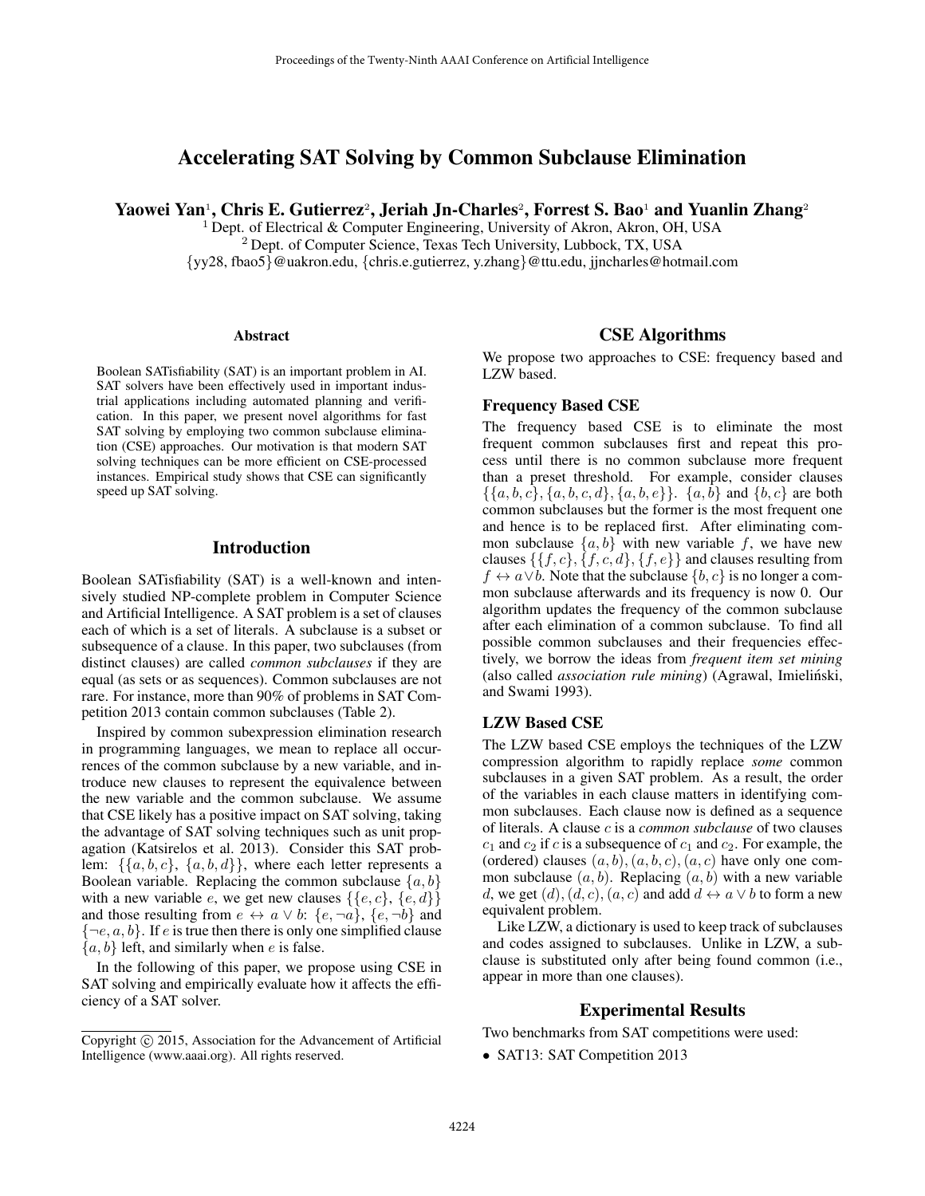# Accelerating SAT Solving by Common Subclause Elimination

**Yaowei Yan[1], Chris E. Gutierrez[2], Jeriah Jn-Charles[2], Forrest S. Bao[1] and Yuanlin Zhang[2]**

[1] Dept. of Electrical & Computer Engineering, University of Akron, Akron, OH, USA
[2] Dept. of Computer Science, Texas Tech University, Lubbock, TX, USA
{yy28, fbao5}@uakron.edu, {chris.e.gutierrez, y.zhang}@ttu.edu, jjncharles@hotmail.com

## Abstract

Boolean SATisfiability (SAT) is an important problem in AI. SAT solvers have been effectively used in important industrial applications including automated planning and verification. In this paper, we present novel algorithms for fast SAT solving by employing two common subclause elimination (CSE) approaches. Our motivation is that modern SAT solving techniques can be more efficient on CSE-processed instances. Empirical study shows that CSE can significantly speed up SAT solving.

## Introduction

Boolean SATisfiability (SAT) is a well-known and intensively studied NP-complete problem in Computer Science and Artificial Intelligence. A SAT problem is a set of clauses each of which is a set of literals. A subclause is a subset or subsequence of a clause. In this paper, two subclauses (from distinct clauses) are called *common subclauses* if they are equal (as sets or as sequences). Common subclauses are not rare. For instance, more than 90% of problems in SAT Competition 2013 contain common subclauses (Table 2).

Inspired by common subexpression elimination research in programming languages, we mean to replace all occurrences of the common subclause by a new variable, and introduce new clauses to represent the equivalence between the new variable and the common subclause. We assume that CSE likely has a positive impact on SAT solving, taking the advantage of SAT solving techniques such as unit propagation (Katsirelos et al. 2013). Consider this SAT problem: $\{\{a, b, c\}, \{a, b, d\}\}$, where each letter represents a Boolean variable. Replacing the common subclause $\{a, b\}$ with a new variable $e$, we get new clauses $\{\{e, c\}, \{e, d\}\}$ and those resulting from $e \leftrightarrow a \vee b$: $\{e, \neg a\}$, $\{e, \neg b\}$ and $\{\neg e, a, b\}$. If $e$ is true then there is only one simplified clause $\{a, b\}$ left, and similarly when $e$ is false.

In the following of this paper, we propose using CSE in SAT solving and empirically evaluate how it affects the efficiency of a SAT solver.

Copyright © 2015, Association for the Advancement of Artificial Intelligence (www.aaai.org). All rights reserved.

## CSE Algorithms

We propose two approaches to CSE: frequency based and LZW based.

### Frequency Based CSE

The frequency based CSE is to eliminate the most frequent common subclauses first and repeat this process until there is no common subclause more frequent than a preset threshold. For example, consider clauses $\{\{a, b, c\}, \{a, b, c, d\}, \{a, b, e\}\}$. $\{a, b\}$ and $\{b, c\}$ are both common subclauses but the former is the most frequent one and hence is to be replaced first. After eliminating common subclause $\{a, b\}$ with new variable $f$, we have new clauses $\{\{f, c\}, \{f, c, d\}, \{f, e\}\}$ and clauses resulting from $f \leftrightarrow a \vee b$. Note that the subclause $\{b, c\}$ is no longer a common subclause afterwards and its frequency is now 0. Our algorithm updates the frequency of the common subclause after each elimination of a common subclause. To find all possible common subclauses and their frequencies effectively, we borrow the ideas from *frequent item set mining* (also called *association rule mining*) (Agrawal, Imieliński, and Swami 1993).

### LZW Based CSE

The LZW based CSE employs the techniques of the LZW compression algorithm to rapidly replace *some* common subclauses in a given SAT problem. As a result, the order of the variables in each clause matters in identifying common subclauses. Each clause now is defined as a sequence of literals. A clause $c$ is a *common subclause* of two clauses $c_1$ and $c_2$ if $c$ is a subsequence of $c_1$ and $c_2$. For example, the (ordered) clauses $(a, b), (a, b, c), (a, c)$ have only one common subclause $(a, b)$. Replacing $(a, b)$ with a new variable $d$, we get $(d), (d, c), (a, c)$ and add $d \leftrightarrow a \vee b$ to form a new equivalent problem.

Like LZW, a dictionary is used to keep track of subclauses and codes assigned to subclauses. Unlike in LZW, a subclause is substituted only after being found common (i.e., appear in more than one clauses).

## Experimental Results

Two benchmarks from SAT competitions were used:

- SAT13: SAT Competition 2013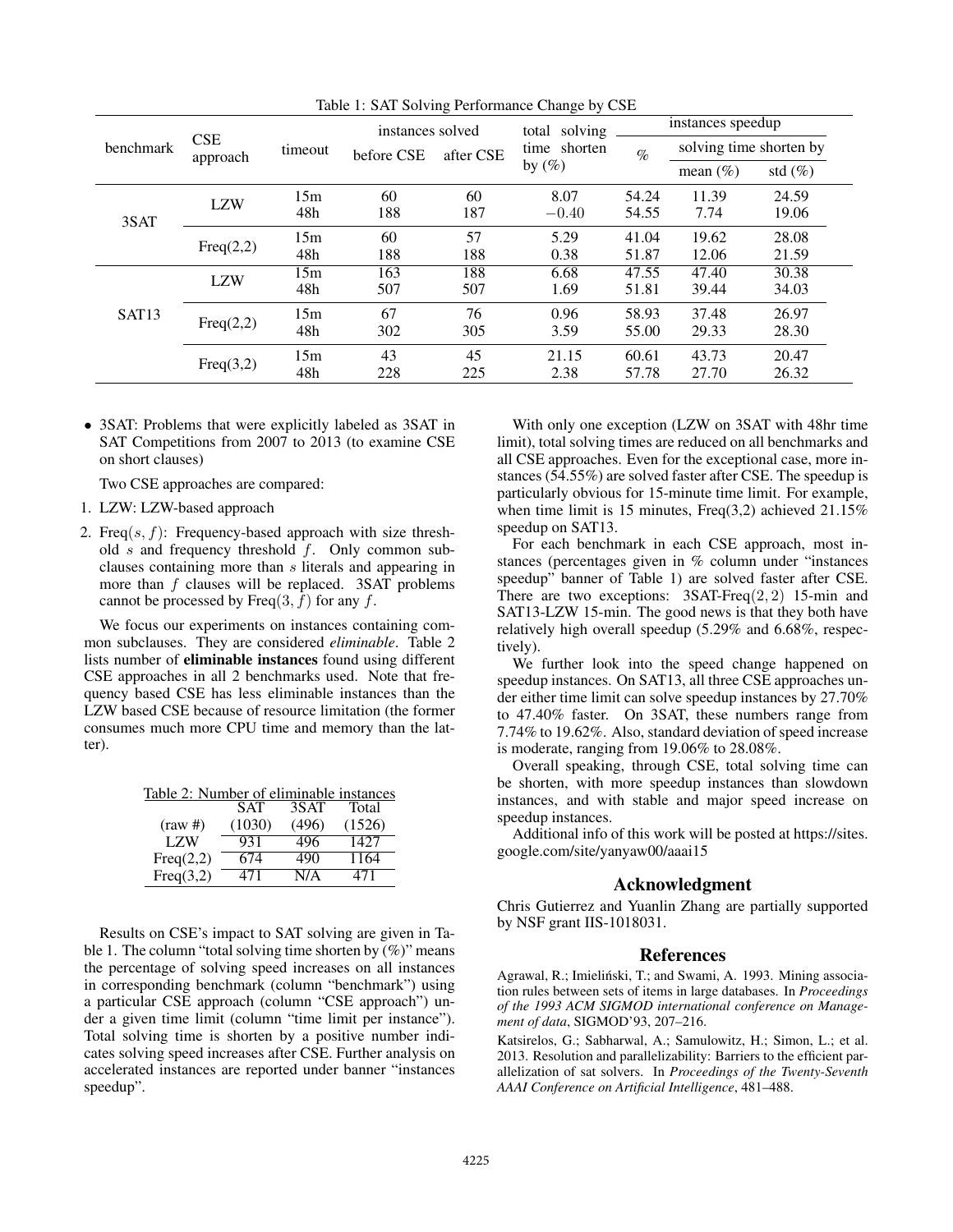Table 1: SAT Solving Performance Change by CSE

| benchmark | CSE approach | timeout | instances solved | | total solving time shorten by (%) | instances speedup | | |
|---|---|---|---|---|---|---|---|---|
| | | | before CSE | after CSE | | % | solving time shorten by | |
| | | | | | | | mean (%) | std (%) |
| 3SAT | LZW | 15m | 60 | 60 | 8.07 | 54.24 | 11.39 | 24.59 |
| | | 48h | 188 | 187 | $-0.40$ | 54.55 | 7.74 | 19.06 |
| | Freq(2,2) | 15m | 60 | 57 | 5.29 | 41.04 | 19.62 | 28.08 |
| | | 48h | 188 | 188 | 0.38 | 51.87 | 12.06 | 21.59 |
| SAT13 | LZW | 15m | 163 | 188 | 6.68 | 47.55 | 47.40 | 30.38 |
| | | 48h | 507 | 507 | 1.69 | 51.81 | 39.44 | 34.03 |
| | Freq(2,2) | 15m | 67 | 76 | 0.96 | 58.93 | 37.48 | 26.97 |
| | | 48h | 302 | 305 | 3.59 | 55.00 | 29.33 | 28.30 |
| | Freq(3,2) | 15m | 43 | 45 | 21.15 | 60.61 | 43.73 | 20.47 |
| | | 48h | 228 | 225 | 2.38 | 57.78 | 27.70 | 26.32 |

- 3SAT: Problems that were explicitly labeled as 3SAT in SAT Competitions from 2007 to 2013 (to examine CSE on short clauses)

Two CSE approaches are compared:

1. LZW: LZW-based approach
2. Freq$(s, f)$: Frequency-based approach with size threshold $s$ and frequency threshold $f$. Only common subclauses containing more than $s$ literals and appearing in more than $f$ clauses will be replaced. 3SAT problems cannot be processed by Freq$(3, f)$ for any $f$.

We focus our experiments on instances containing common subclauses. They are considered *eliminable*. Table 2 lists number of **eliminable instances** found using different CSE approaches in all 2 benchmarks used. Note that frequency based CSE has less eliminable instances than the LZW based CSE because of resource limitation (the former consumes much more CPU time and memory than the latter).

Table 2: Number of eliminable instances

| | SAT | 3SAT | Total |
|---|---|---|---|
| (raw #) | (1030) | (496) | (1526) |
| LZW | 931 | 496 | 1427 |
| Freq(2,2) | 674 | 490 | 1164 |
| Freq(3,2) | 471 | N/A | 471 |

Results on CSE's impact to SAT solving are given in Table 1. The column "total solving time shorten by (%)" means the percentage of solving speed increases on all instances in corresponding benchmark (column "benchmark") using a particular CSE approach (column "CSE approach") under a given time limit (column "time limit per instance"). Total solving time is shorten by a positive number indicates solving speed increases after CSE. Further analysis on accelerated instances are reported under banner "instances speedup".

With only one exception (LZW on 3SAT with 48hr time limit), total solving times are reduced on all benchmarks and all CSE approaches. Even for the exceptional case, more instances (54.55%) are solved faster after CSE. The speedup is particularly obvious for 15-minute time limit. For example, when time limit is 15 minutes, Freq(3,2) achieved 21.15% speedup on SAT13.

For each benchmark in each CSE approach, most instances (percentages given in % column under "instances speedup" banner of Table 1) are solved faster after CSE. There are two exceptions: 3SAT-Freq$(2, 2)$ 15-min and SAT13-LZW 15-min. The good news is that they both have relatively high overall speedup (5.29% and 6.68%, respectively).

We further look into the speed change happened on speedup instances. On SAT13, all three CSE approaches under either time limit can solve speedup instances by 27.70% to 47.40% faster. On 3SAT, these numbers range from 7.74% to 19.62%. Also, standard deviation of speed increase is moderate, ranging from 19.06% to 28.08%.

Overall speaking, through CSE, total solving time can be shorten, with more speedup instances than slowdown instances, and with stable and major speed increase on speedup instances.

Additional info of this work will be posted at https://sites.google.com/site/yanyaw00/aaai15

## Acknowledgment

Chris Gutierrez and Yuanlin Zhang are partially supported by NSF grant IIS-1018031.

## References

Agrawal, R.; Imieliński, T.; and Swami, A. 1993. Mining association rules between sets of items in large databases. In *Proceedings of the 1993 ACM SIGMOD international conference on Management of data*, SIGMOD'93, 207–216.

Katsirelos, G.; Sabharwal, A.; Samulowitz, H.; Simon, L.; et al. 2013. Resolution and parallelizability: Barriers to the efficient parallelization of sat solvers. In *Proceedings of the Twenty-Seventh AAAI Conference on Artificial Intelligence*, 481–488.